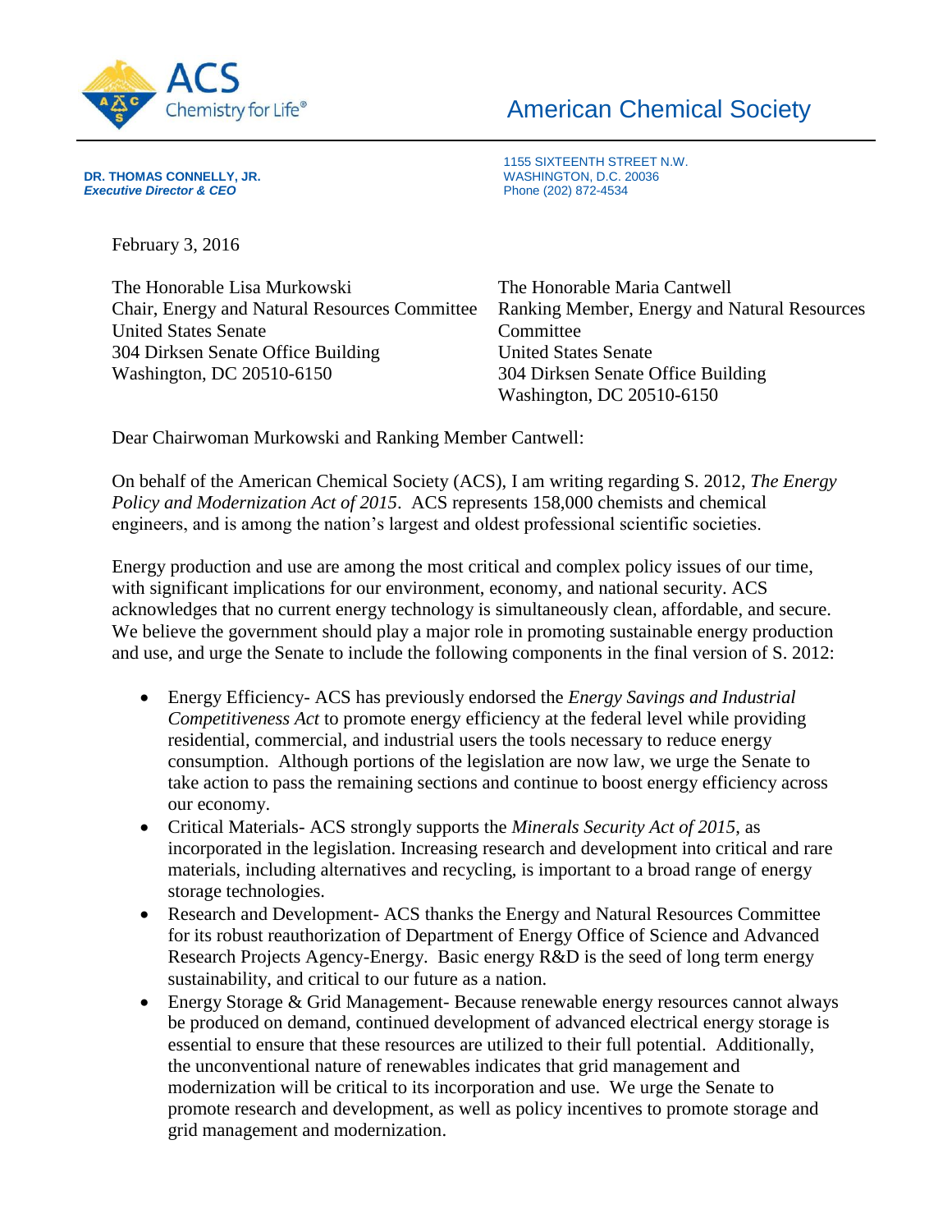ACS Chemistry for Life®

# American Chemical Society

**DR. THOMAS CONNELLY, JR.**
***Executive Director & CEO***

1155 SIXTEENTH STREET N.W.
WASHINGTON, D.C. 20036
Phone (202) 872-4534

February 3, 2016

The Honorable Lisa Murkowski
Chair, Energy and Natural Resources Committee
United States Senate
304 Dirksen Senate Office Building
Washington, DC 20510-6150

The Honorable Maria Cantwell
Ranking Member, Energy and Natural Resources Committee
United States Senate
304 Dirksen Senate Office Building
Washington, DC 20510-6150

Dear Chairwoman Murkowski and Ranking Member Cantwell:

On behalf of the American Chemical Society (ACS), I am writing regarding S. 2012, *The Energy Policy and Modernization Act of 2015*. ACS represents 158,000 chemists and chemical engineers, and is among the nation's largest and oldest professional scientific societies.

Energy production and use are among the most critical and complex policy issues of our time, with significant implications for our environment, economy, and national security. ACS acknowledges that no current energy technology is simultaneously clean, affordable, and secure. We believe the government should play a major role in promoting sustainable energy production and use, and urge the Senate to include the following components in the final version of S. 2012:

- Energy Efficiency- ACS has previously endorsed the *Energy Savings and Industrial Competitiveness Act* to promote energy efficiency at the federal level while providing residential, commercial, and industrial users the tools necessary to reduce energy consumption. Although portions of the legislation are now law, we urge the Senate to take action to pass the remaining sections and continue to boost energy efficiency across our economy.
- Critical Materials- ACS strongly supports the *Minerals Security Act of 2015*, as incorporated in the legislation. Increasing research and development into critical and rare materials, including alternatives and recycling, is important to a broad range of energy storage technologies.
- Research and Development- ACS thanks the Energy and Natural Resources Committee for its robust reauthorization of Department of Energy Office of Science and Advanced Research Projects Agency-Energy. Basic energy R&D is the seed of long term energy sustainability, and critical to our future as a nation.
- Energy Storage & Grid Management- Because renewable energy resources cannot always be produced on demand, continued development of advanced electrical energy storage is essential to ensure that these resources are utilized to their full potential. Additionally, the unconventional nature of renewables indicates that grid management and modernization will be critical to its incorporation and use. We urge the Senate to promote research and development, as well as policy incentives to promote storage and grid management and modernization.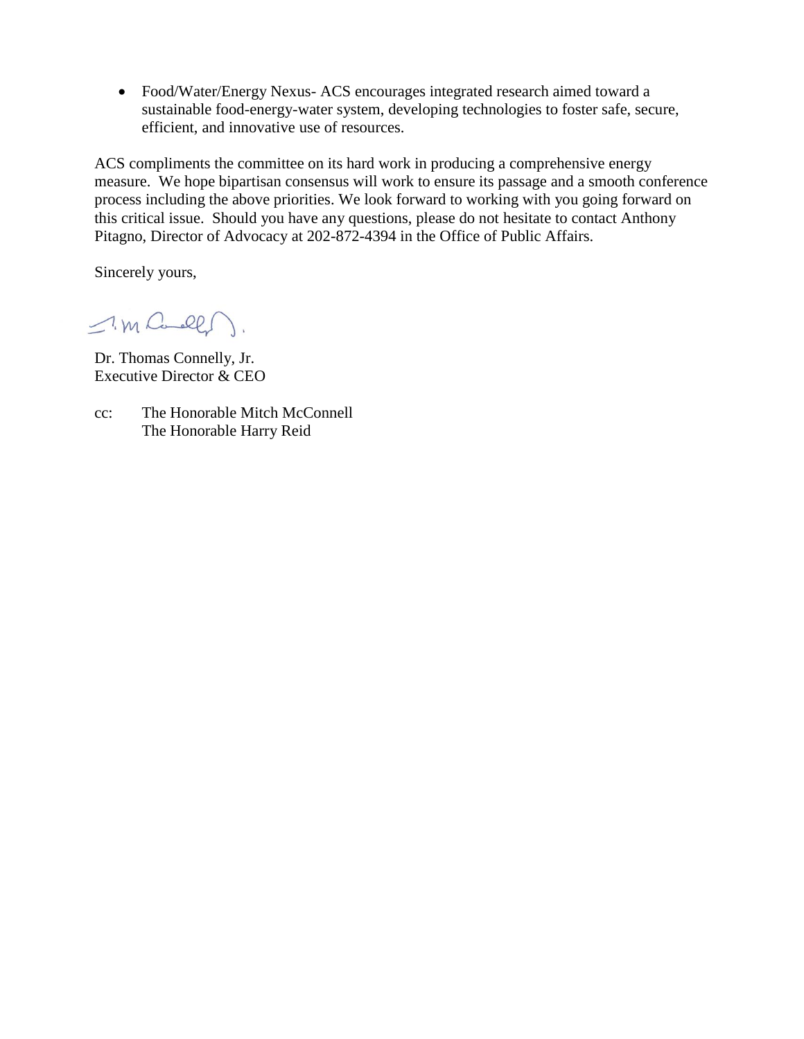- Food/Water/Energy Nexus- ACS encourages integrated research aimed toward a sustainable food-energy-water system, developing technologies to foster safe, secure, efficient, and innovative use of resources.

ACS compliments the committee on its hard work in producing a comprehensive energy measure. We hope bipartisan consensus will work to ensure its passage and a smooth conference process including the above priorities. We look forward to working with you going forward on this critical issue. Should you have any questions, please do not hesitate to contact Anthony Pitagno, Director of Advocacy at 202-872-4394 in the Office of Public Affairs.

Sincerely yours,

Dr. Thomas Connelly, Jr.
Executive Director & CEO

cc: The Honorable Mitch McConnell
The Honorable Harry Reid